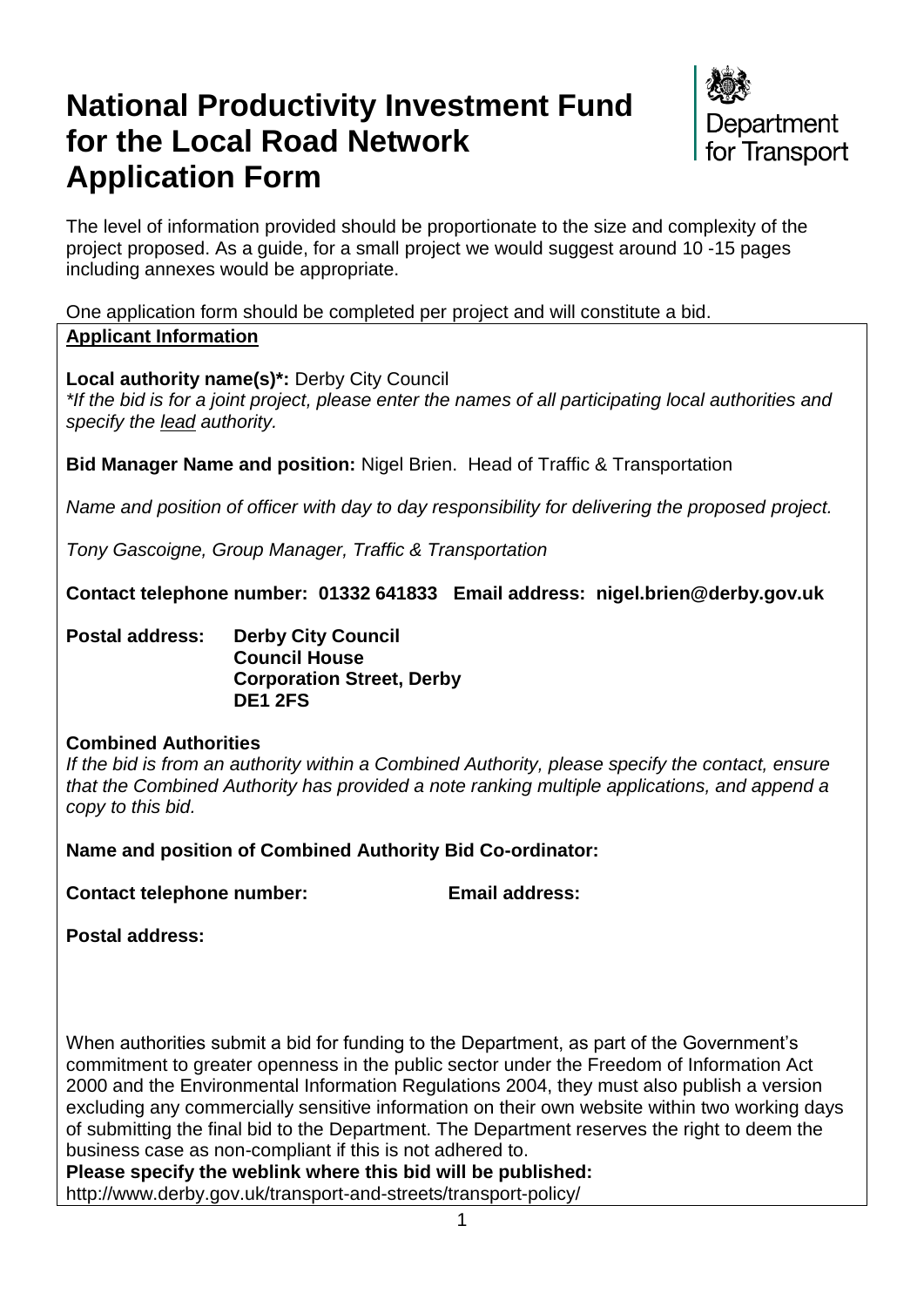# National Productivity Investment Fund for the Local Road Network Application Form

Department for Transport

The level of information provided should be proportionate to the size and complexity of the project proposed. As a guide, for a small project we would suggest around 10 -15 pages including annexes would be appropriate.

One application form should be completed per project and will constitute a bid.

**Applicant Information**

**Local authority name(s)*:** Derby City Council

*\*If the bid is for a joint project, please enter the names of all participating local authorities and specify the lead authority.*

**Bid Manager Name and position:** Nigel Brien. Head of Traffic & Transportation

*Name and position of officer with day to day responsibility for delivering the proposed project.*

*Tony Gascoigne, Group Manager, Traffic & Transportation*

**Contact telephone number: 01332 641833 Email address: nigel.brien@derby.gov.uk**

**Postal address: Derby City Council**
**Council House**
**Corporation Street, Derby**
**DE1 2FS**

**Combined Authorities**

*If the bid is from an authority within a Combined Authority, please specify the contact, ensure that the Combined Authority has provided a note ranking multiple applications, and append a copy to this bid.*

**Name and position of Combined Authority Bid Co-ordinator:**

**Contact telephone number: Email address:**

**Postal address:**

When authorities submit a bid for funding to the Department, as part of the Government's commitment to greater openness in the public sector under the Freedom of Information Act 2000 and the Environmental Information Regulations 2004, they must also publish a version excluding any commercially sensitive information on their own website within two working days of submitting the final bid to the Department. The Department reserves the right to deem the business case as non-compliant if this is not adhered to.

**Please specify the weblink where this bid will be published:**
http://www.derby.gov.uk/transport-and-streets/transport-policy/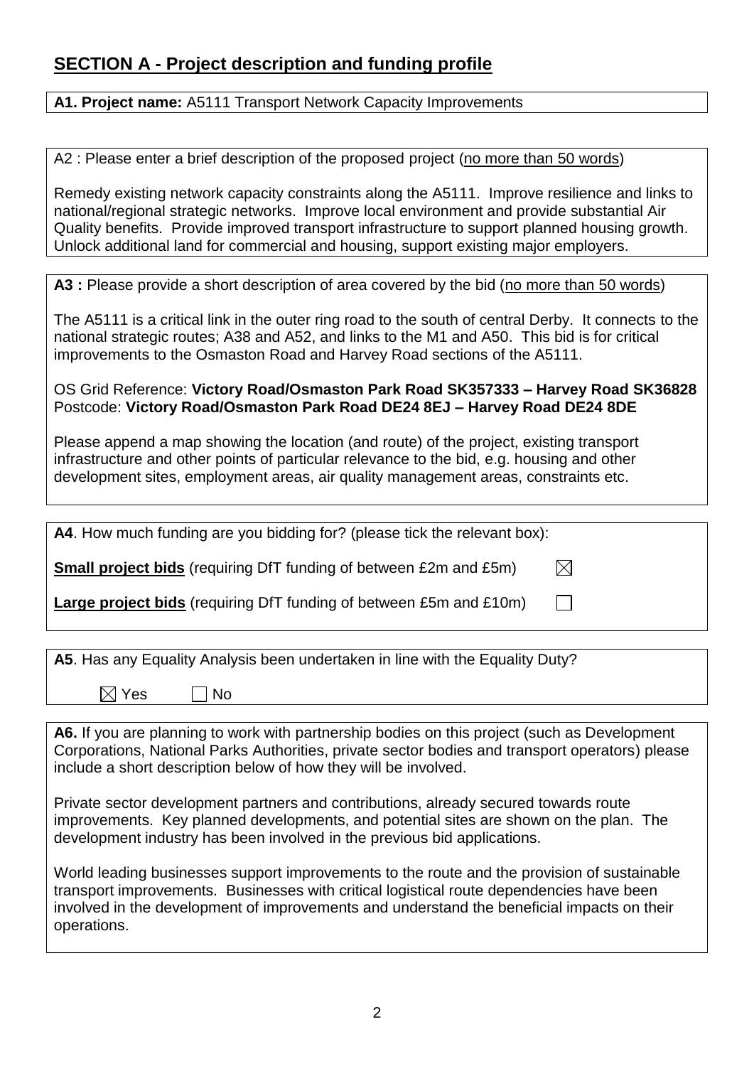## SECTION A - Project description and funding profile

**A1. Project name:** A5111 Transport Network Capacity Improvements

A2 : Please enter a brief description of the proposed project (no more than 50 words)

Remedy existing network capacity constraints along the A5111. Improve resilience and links to national/regional strategic networks. Improve local environment and provide substantial Air Quality benefits. Provide improved transport infrastructure to support planned housing growth. Unlock additional land for commercial and housing, support existing major employers.

**A3 :** Please provide a short description of area covered by the bid (no more than 50 words)

The A5111 is a critical link in the outer ring road to the south of central Derby. It connects to the national strategic routes; A38 and A52, and links to the M1 and A50. This bid is for critical improvements to the Osmaston Road and Harvey Road sections of the A5111.

OS Grid Reference: **Victory Road/Osmaston Park Road SK357333 – Harvey Road SK36828**
Postcode: **Victory Road/Osmaston Park Road DE24 8EJ – Harvey Road DE24 8DE**

Please append a map showing the location (and route) of the project, existing transport infrastructure and other points of particular relevance to the bid, e.g. housing and other development sites, employment areas, air quality management areas, constraints etc.

**A4**. How much funding are you bidding for? (please tick the relevant box):

**Small project bids** (requiring DfT funding of between £2m and £5m) ☒

**Large project bids** (requiring DfT funding of between £5m and £10m) ☐

**A5**. Has any Equality Analysis been undertaken in line with the Equality Duty?

☒ Yes ☐ No

**A6.** If you are planning to work with partnership bodies on this project (such as Development Corporations, National Parks Authorities, private sector bodies and transport operators) please include a short description below of how they will be involved.

Private sector development partners and contributions, already secured towards route improvements. Key planned developments, and potential sites are shown on the plan. The development industry has been involved in the previous bid applications.

World leading businesses support improvements to the route and the provision of sustainable transport improvements. Businesses with critical logistical route dependencies have been involved in the development of improvements and understand the beneficial impacts on their operations.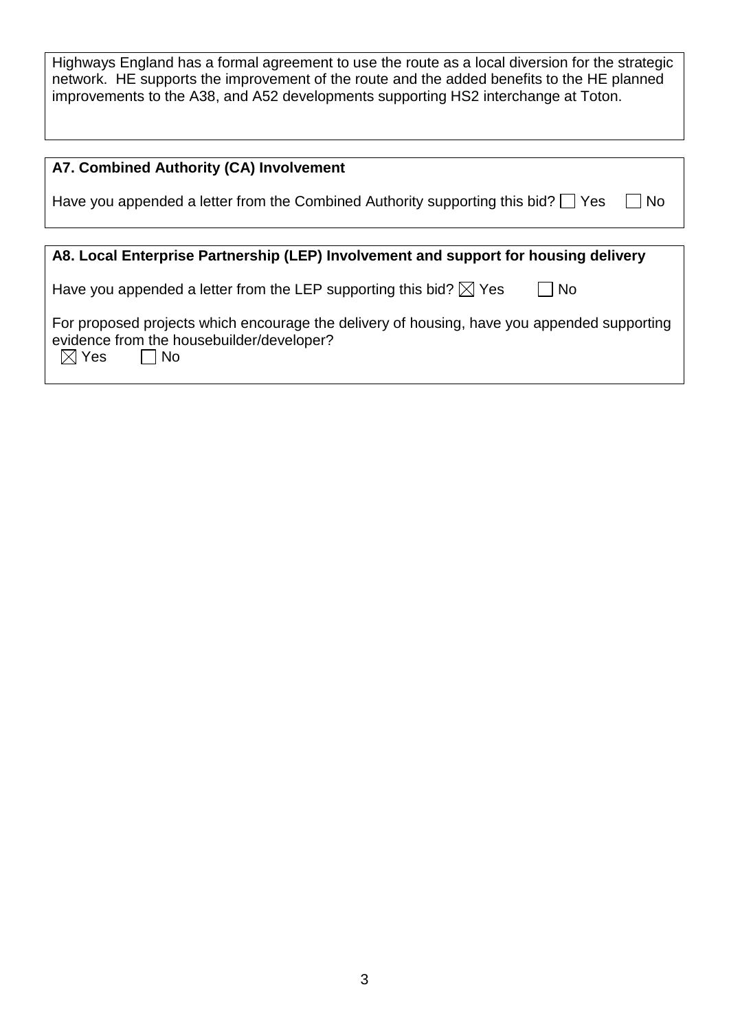Highways England has a formal agreement to use the route as a local diversion for the strategic network. HE supports the improvement of the route and the added benefits to the HE planned improvements to the A38, and A52 developments supporting HS2 interchange at Toton.

**A7. Combined Authority (CA) Involvement**

Have you appended a letter from the Combined Authority supporting this bid? ☐ Yes ☐ No

**A8. Local Enterprise Partnership (LEP) Involvement and support for housing delivery**

Have you appended a letter from the LEP supporting this bid? ☒ Yes ☐ No

For proposed projects which encourage the delivery of housing, have you appended supporting evidence from the housebuilder/developer?
☒ Yes ☐ No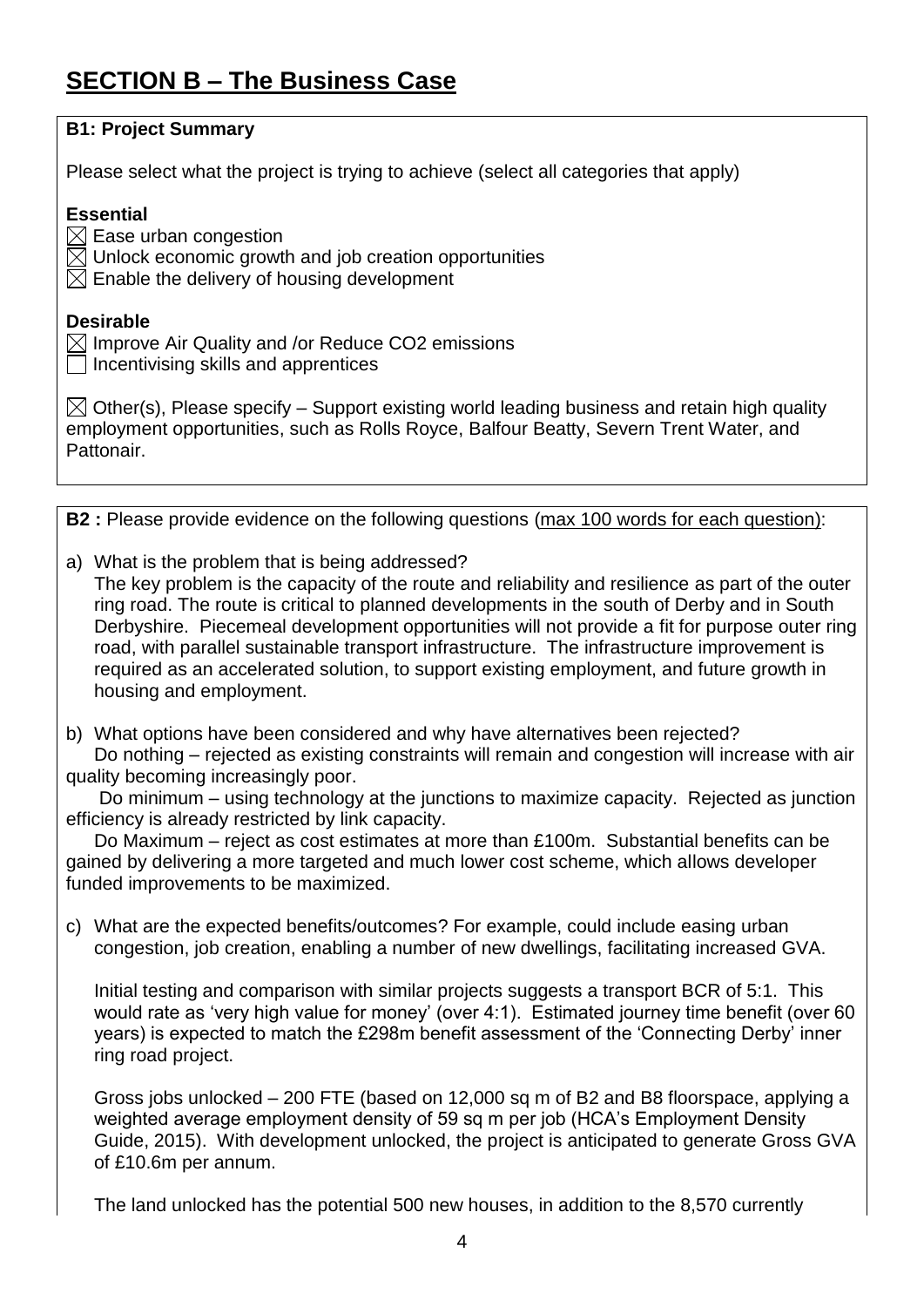# SECTION B – The Business Case

**B1: Project Summary**

Please select what the project is trying to achieve (select all categories that apply)

**Essential**

☒ Ease urban congestion
☒ Unlock economic growth and job creation opportunities
☒ Enable the delivery of housing development

**Desirable**

☒ Improve Air Quality and /or Reduce CO2 emissions
☐ Incentivising skills and apprentices

☒ Other(s), Please specify – Support existing world leading business and retain high quality employment opportunities, such as Rolls Royce, Balfour Beatty, Severn Trent Water, and Pattonair.

**B2 :** Please provide evidence on the following questions (max 100 words for each question):

a) What is the problem that is being addressed?
The key problem is the capacity of the route and reliability and resilience as part of the outer ring road. The route is critical to planned developments in the south of Derby and in South Derbyshire. Piecemeal development opportunities will not provide a fit for purpose outer ring road, with parallel sustainable transport infrastructure. The infrastructure improvement is required as an accelerated solution, to support existing employment, and future growth in housing and employment.

b) What options have been considered and why have alternatives been rejected?
Do nothing – rejected as existing constraints will remain and congestion will increase with air quality becoming increasingly poor.
Do minimum – using technology at the junctions to maximize capacity. Rejected as junction efficiency is already restricted by link capacity.
Do Maximum – reject as cost estimates at more than £100m. Substantial benefits can be gained by delivering a more targeted and much lower cost scheme, which allows developer funded improvements to be maximized.

c) What are the expected benefits/outcomes? For example, could include easing urban congestion, job creation, enabling a number of new dwellings, facilitating increased GVA.

Initial testing and comparison with similar projects suggests a transport BCR of 5:1. This would rate as 'very high value for money' (over 4:1). Estimated journey time benefit (over 60 years) is expected to match the £298m benefit assessment of the 'Connecting Derby' inner ring road project.

Gross jobs unlocked – 200 FTE (based on 12,000 sq m of B2 and B8 floorspace, applying a weighted average employment density of 59 sq m per job (HCA's Employment Density Guide, 2015). With development unlocked, the project is anticipated to generate Gross GVA of £10.6m per annum.

The land unlocked has the potential 500 new houses, in addition to the 8,570 currently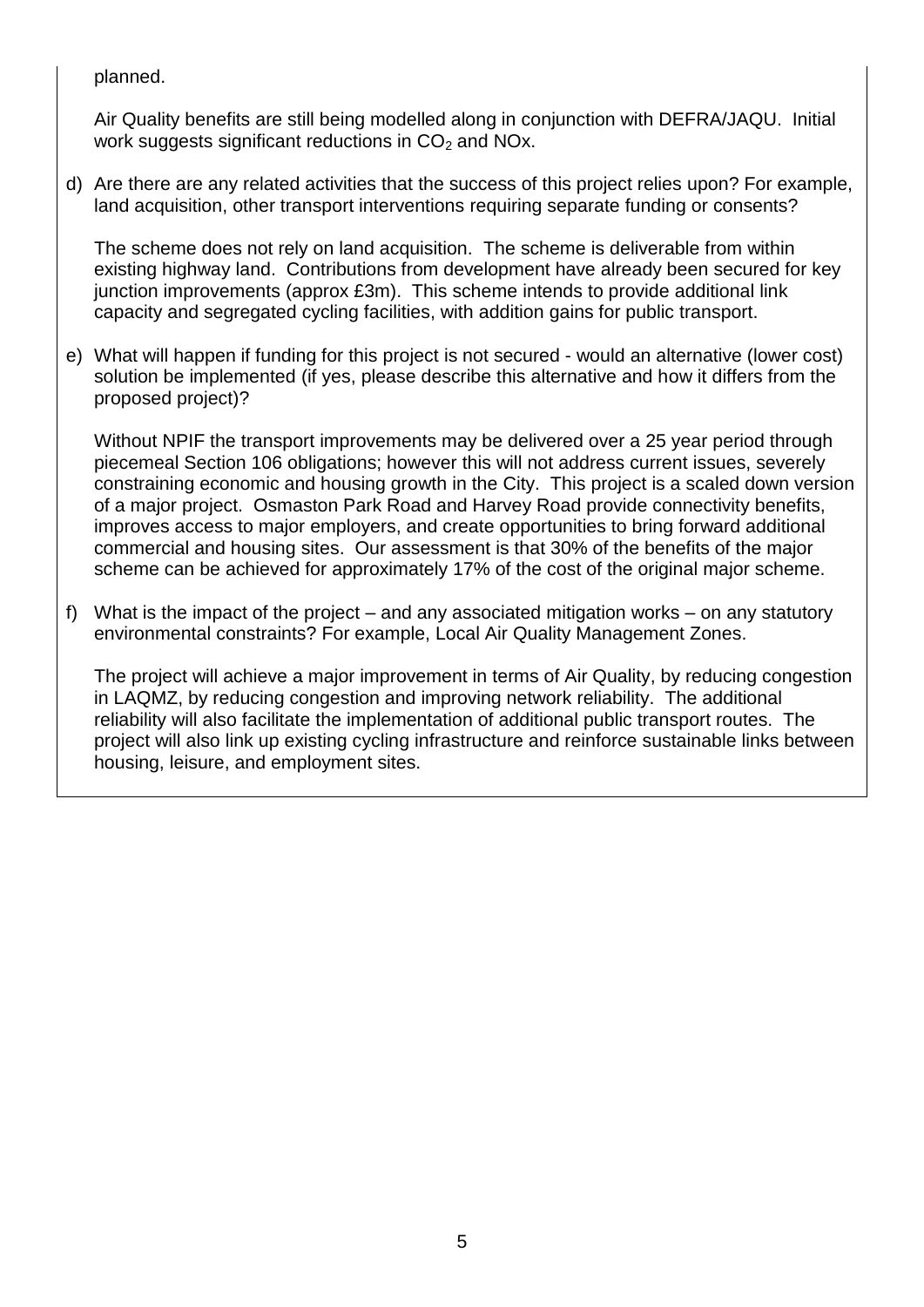planned.

Air Quality benefits are still being modelled along in conjunction with DEFRA/JAQU. Initial work suggests significant reductions in $CO_2$ and NOx.

d) Are there are any related activities that the success of this project relies upon? For example, land acquisition, other transport interventions requiring separate funding or consents?

The scheme does not rely on land acquisition. The scheme is deliverable from within existing highway land. Contributions from development have already been secured for key junction improvements (approx £3m). This scheme intends to provide additional link capacity and segregated cycling facilities, with addition gains for public transport.

e) What will happen if funding for this project is not secured - would an alternative (lower cost) solution be implemented (if yes, please describe this alternative and how it differs from the proposed project)?

Without NPIF the transport improvements may be delivered over a 25 year period through piecemeal Section 106 obligations; however this will not address current issues, severely constraining economic and housing growth in the City. This project is a scaled down version of a major project. Osmaston Park Road and Harvey Road provide connectivity benefits, improves access to major employers, and create opportunities to bring forward additional commercial and housing sites. Our assessment is that 30% of the benefits of the major scheme can be achieved for approximately 17% of the cost of the original major scheme.

f) What is the impact of the project – and any associated mitigation works – on any statutory environmental constraints? For example, Local Air Quality Management Zones.

The project will achieve a major improvement in terms of Air Quality, by reducing congestion in LAQMZ, by reducing congestion and improving network reliability. The additional reliability will also facilitate the implementation of additional public transport routes. The project will also link up existing cycling infrastructure and reinforce sustainable links between housing, leisure, and employment sites.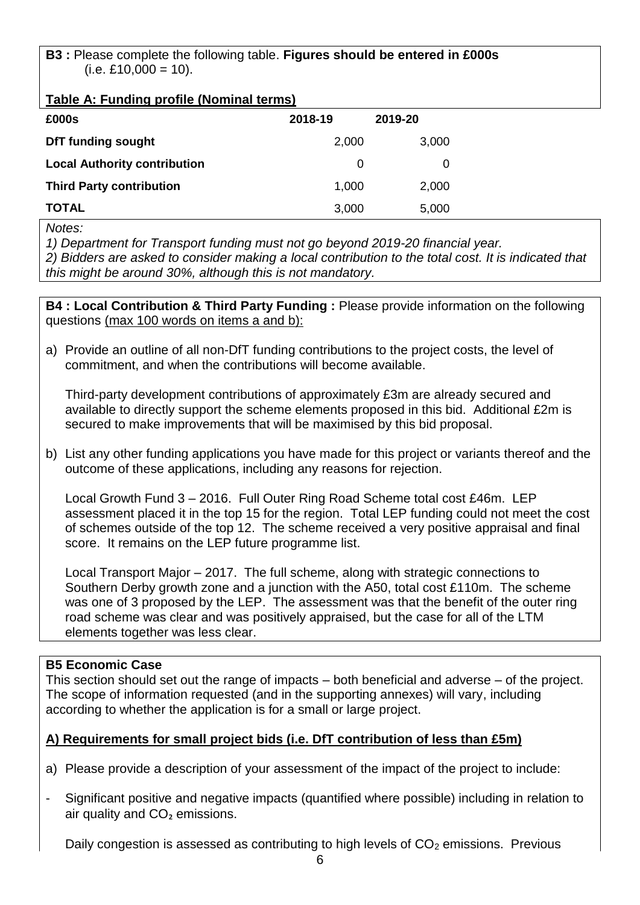**B3 :** Please complete the following table. **Figures should be entered in £000s** (i.e. £10,000 = 10).

**Table A: Funding profile (Nominal terms)**

| £000s | 2018-19 | 2019-20 |
|---|---|---|
| **DfT funding sought** | 2,000 | 3,000 |
| **Local Authority contribution** | 0 | 0 |
| **Third Party contribution** | 1,000 | 2,000 |
| **TOTAL** | 3,000 | 5,000 |

*Notes:*
*1) Department for Transport funding must not go beyond 2019-20 financial year.*
*2) Bidders are asked to consider making a local contribution to the total cost. It is indicated that this might be around 30%, although this is not mandatory.*

**B4 : Local Contribution & Third Party Funding :** Please provide information on the following questions (max 100 words on items a and b):

a) Provide an outline of all non-DfT funding contributions to the project costs, the level of commitment, and when the contributions will become available.

Third-party development contributions of approximately £3m are already secured and available to directly support the scheme elements proposed in this bid. Additional £2m is secured to make improvements that will be maximised by this bid proposal.

b) List any other funding applications you have made for this project or variants thereof and the outcome of these applications, including any reasons for rejection.

Local Growth Fund 3 – 2016. Full Outer Ring Road Scheme total cost £46m. LEP assessment placed it in the top 15 for the region. Total LEP funding could not meet the cost of schemes outside of the top 12. The scheme received a very positive appraisal and final score. It remains on the LEP future programme list.

Local Transport Major – 2017. The full scheme, along with strategic connections to Southern Derby growth zone and a junction with the A50, total cost £110m. The scheme was one of 3 proposed by the LEP. The assessment was that the benefit of the outer ring road scheme was clear and was positively appraised, but the case for all of the LTM elements together was less clear.

**B5 Economic Case**

This section should set out the range of impacts – both beneficial and adverse – of the project. The scope of information requested (and in the supporting annexes) will vary, including according to whether the application is for a small or large project.

**A) Requirements for small project bids (i.e. DfT contribution of less than £5m)**

a) Please provide a description of your assessment of the impact of the project to include:

- Significant positive and negative impacts (quantified where possible) including in relation to air quality and $CO_2$ emissions.

Daily congestion is assessed as contributing to high levels of $CO_2$ emissions. Previous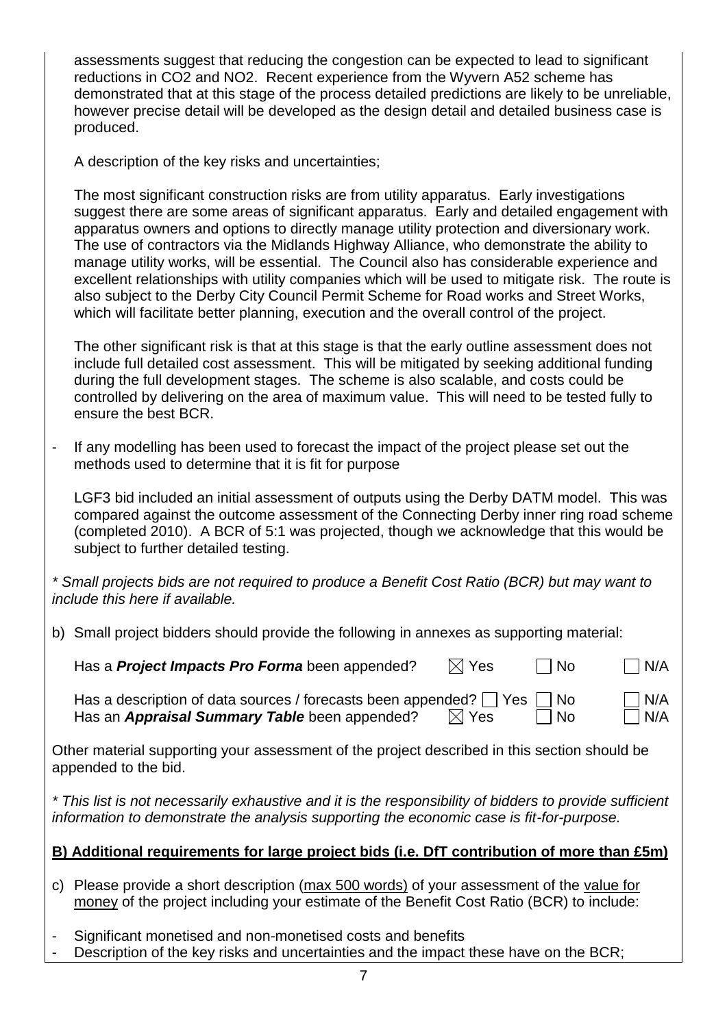assessments suggest that reducing the congestion can be expected to lead to significant reductions in $CO_2$ and $NO_2$. Recent experience from the Wyvern A52 scheme has demonstrated that at this stage of the process detailed predictions are likely to be unreliable, however precise detail will be developed as the design detail and detailed business case is produced.

A description of the key risks and uncertainties;

The most significant construction risks are from utility apparatus. Early investigations suggest there are some areas of significant apparatus. Early and detailed engagement with apparatus owners and options to directly manage utility protection and diversionary work. The use of contractors via the Midlands Highway Alliance, who demonstrate the ability to manage utility works, will be essential. The Council also has considerable experience and excellent relationships with utility companies which will be used to mitigate risk. The route is also subject to the Derby City Council Permit Scheme for Road works and Street Works, which will facilitate better planning, execution and the overall control of the project.

The other significant risk is that at this stage is that the early outline assessment does not include full detailed cost assessment. This will be mitigated by seeking additional funding during the full development stages. The scheme is also scalable, and costs could be controlled by delivering on the area of maximum value. This will need to be tested fully to ensure the best BCR.

- If any modelling has been used to forecast the impact of the project please set out the methods used to determine that it is fit for purpose

LGF3 bid included an initial assessment of outputs using the Derby DATM model. This was compared against the outcome assessment of the Connecting Derby inner ring road scheme (completed 2010). A BCR of 5:1 was projected, though we acknowledge that this would be subject to further detailed testing.

*\* Small projects bids are not required to produce a Benefit Cost Ratio (BCR) but may want to include this here if available.*

b) Small project bidders should provide the following in annexes as supporting material:

| | | | |
|---|---|---|---|
| Has a ***Project Impacts Pro Forma*** been appended? | ☒ Yes | ☐ No | ☐ N/A |
| Has a description of data sources / forecasts been appended? | ☐ Yes | ☐ No | ☐ N/A |
| Has an ***Appraisal Summary Table*** been appended? | ☒ Yes | ☐ No | ☐ N/A |

Other material supporting your assessment of the project described in this section should be appended to the bid.

*\* This list is not necessarily exhaustive and it is the responsibility of bidders to provide sufficient information to demonstrate the analysis supporting the economic case is fit-for-purpose.*

**B) Additional requirements for large project bids (i.e. DfT contribution of more than £5m)**

c) Please provide a short description (max 500 words) of your assessment of the value for money of the project including your estimate of the Benefit Cost Ratio (BCR) to include:

- Significant monetised and non-monetised costs and benefits
- Description of the key risks and uncertainties and the impact these have on the BCR;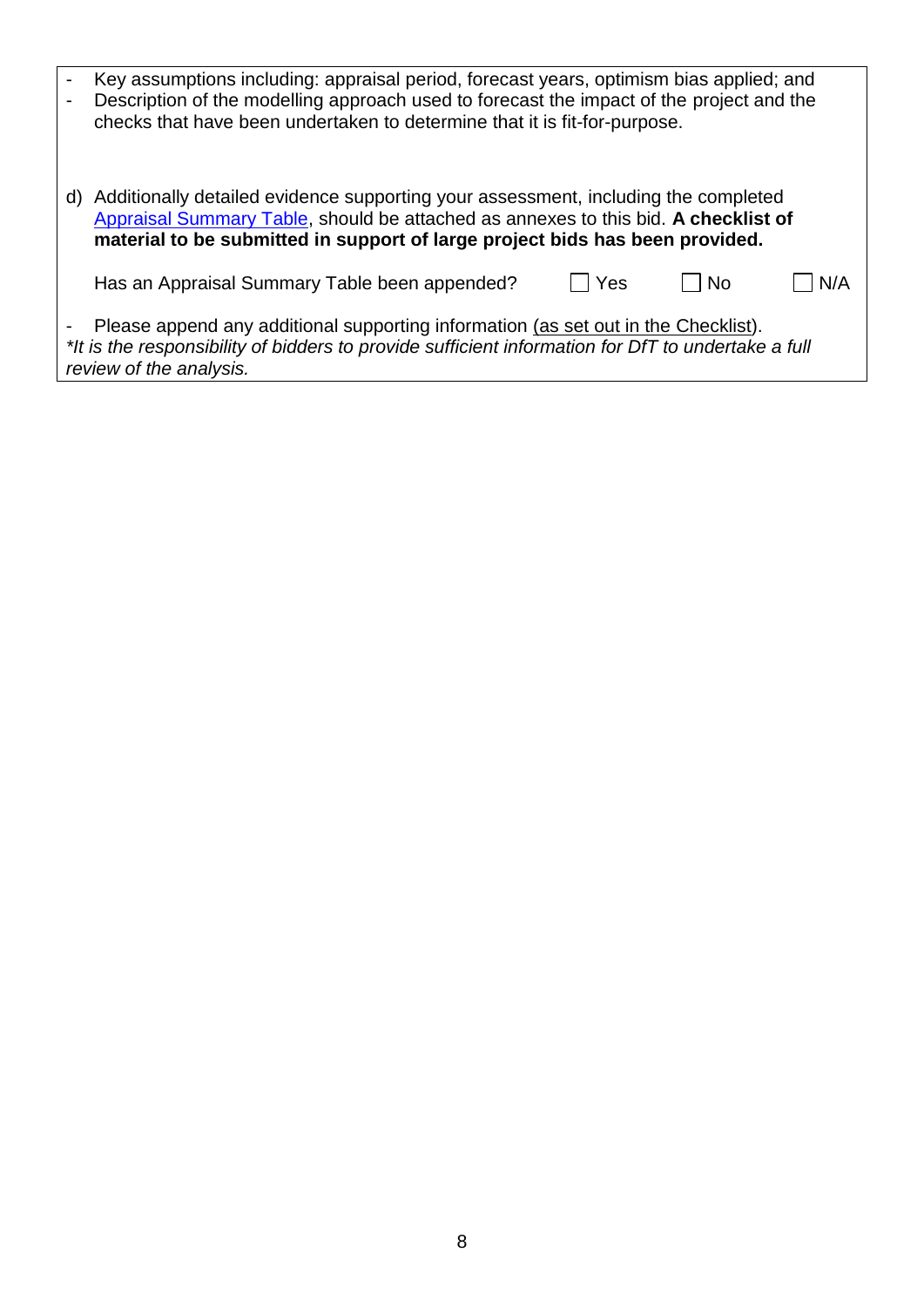- Key assumptions including: appraisal period, forecast years, optimism bias applied; and
- Description of the modelling approach used to forecast the impact of the project and the checks that have been undertaken to determine that it is fit-for-purpose.

d) Additionally detailed evidence supporting your assessment, including the completed Appraisal Summary Table, should be attached as annexes to this bid. **A checklist of material to be submitted in support of large project bids has been provided.**

Has an Appraisal Summary Table been appended? ☐ Yes ☐ No ☐ N/A

- Please append any additional supporting information (as set out in the Checklist).

*\*It is the responsibility of bidders to provide sufficient information for DfT to undertake a full review of the analysis.*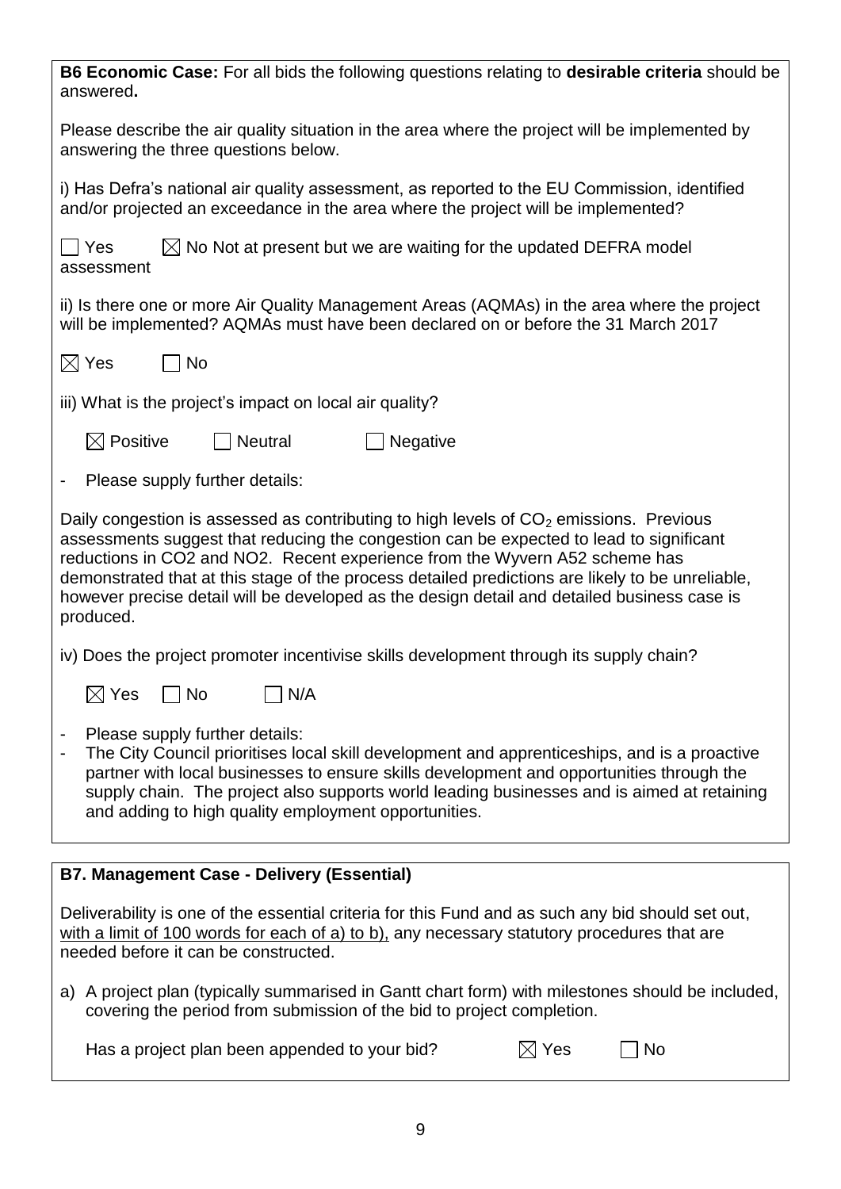**B6 Economic Case:** For all bids the following questions relating to **desirable criteria** should be answered**.**

Please describe the air quality situation in the area where the project will be implemented by answering the three questions below.

i) Has Defra's national air quality assessment, as reported to the EU Commission, identified and/or projected an exceedance in the area where the project will be implemented?

☐ Yes ☒ No Not at present but we are waiting for the updated DEFRA model assessment

ii) Is there one or more Air Quality Management Areas (AQMAs) in the area where the project will be implemented? AQMAs must have been declared on or before the 31 March 2017

☒ Yes ☐ No

iii) What is the project's impact on local air quality?

☒ Positive ☐ Neutral ☐ Negative

- Please supply further details:

Daily congestion is assessed as contributing to high levels of $CO_2$ emissions. Previous assessments suggest that reducing the congestion can be expected to lead to significant reductions in CO2 and NO2. Recent experience from the Wyvern A52 scheme has demonstrated that at this stage of the process detailed predictions are likely to be unreliable, however precise detail will be developed as the design detail and detailed business case is produced.

iv) Does the project promoter incentivise skills development through its supply chain?

☒ Yes ☐ No ☐ N/A

- Please supply further details:
- The City Council prioritises local skill development and apprenticeships, and is a proactive partner with local businesses to ensure skills development and opportunities through the supply chain. The project also supports world leading businesses and is aimed at retaining and adding to high quality employment opportunities.

**B7. Management Case - Delivery (Essential)**

Deliverability is one of the essential criteria for this Fund and as such any bid should set out, <u>with a limit of 100 words for each of a) to b),</u> any necessary statutory procedures that are needed before it can be constructed.

a) A project plan (typically summarised in Gantt chart form) with milestones should be included, covering the period from submission of the bid to project completion.

Has a project plan been appended to your bid? ☒ Yes ☐ No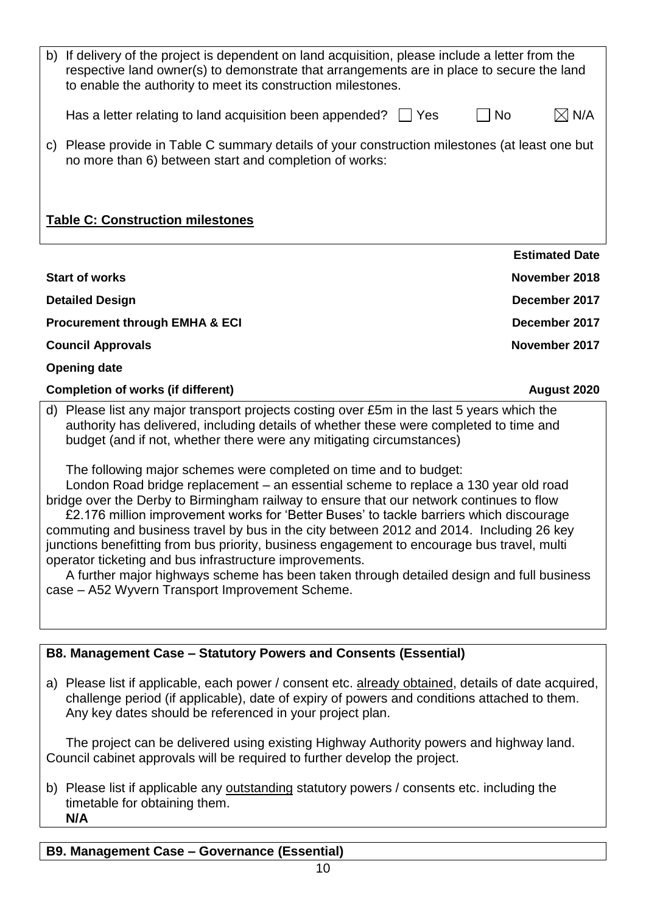b) If delivery of the project is dependent on land acquisition, please include a letter from the respective land owner(s) to demonstrate that arrangements are in place to secure the land to enable the authority to meet its construction milestones.

Has a letter relating to land acquisition been appended? ☐ Yes ☐ No ☒ N/A

c) Please provide in Table C summary details of your construction milestones (at least one but no more than 6) between start and completion of works:

**Table C: Construction milestones**

| | Estimated Date |
|---|---|
| **Start of works** | **November 2018** |
| **Detailed Design** | **December 2017** |
| **Procurement through EMHA & ECI** | **December 2017** |
| **Council Approvals** | **November 2017** |
| **Opening date** | |
| **Completion of works (if different)** | **August 2020** |

d) Please list any major transport projects costing over £5m in the last 5 years which the authority has delivered, including details of whether these were completed to time and budget (and if not, whether there were any mitigating circumstances)

The following major schemes were completed on time and to budget:
London Road bridge replacement – an essential scheme to replace a 130 year old road bridge over the Derby to Birmingham railway to ensure that our network continues to flow
£2.176 million improvement works for 'Better Buses' to tackle barriers which discourage commuting and business travel by bus in the city between 2012 and 2014. Including 26 key junctions benefitting from bus priority, business engagement to encourage bus travel, multi operator ticketing and bus infrastructure improvements.
A further major highways scheme has been taken through detailed design and full business case – A52 Wyvern Transport Improvement Scheme.

**B8. Management Case – Statutory Powers and Consents (Essential)**

a) Please list if applicable, each power / consent etc. already obtained, details of date acquired, challenge period (if applicable), date of expiry of powers and conditions attached to them. Any key dates should be referenced in your project plan.

The project can be delivered using existing Highway Authority powers and highway land. Council cabinet approvals will be required to further develop the project.

b) Please list if applicable any outstanding statutory powers / consents etc. including the timetable for obtaining them.
**N/A**

**B9. Management Case – Governance (Essential)**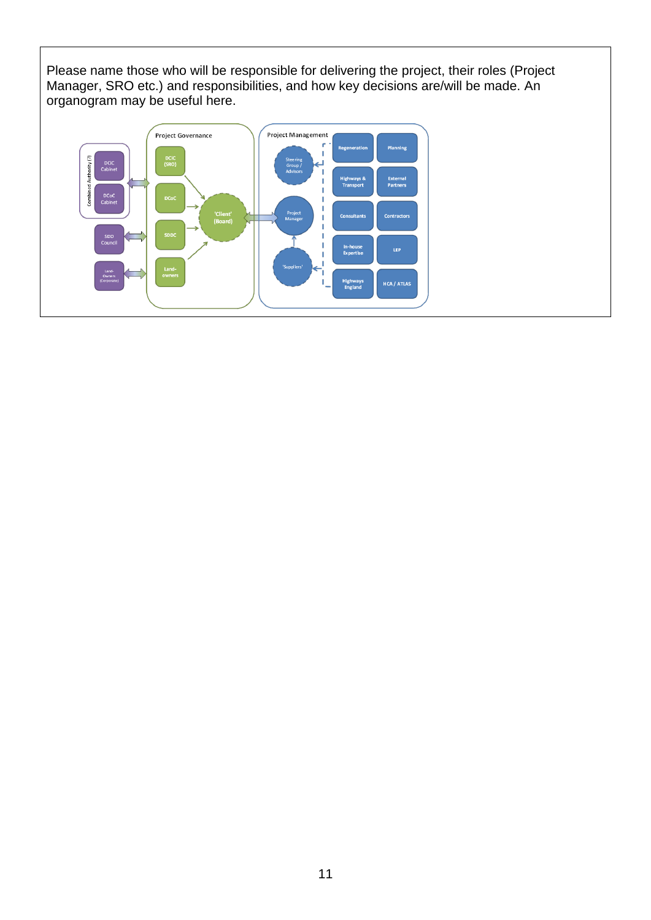Please name those who will be responsible for delivering the project, their roles (Project Manager, SRO etc.) and responsibilities, and how key decisions are/will be made. An organogram may be useful here.

Combined Authority (?)

DCiC Cabinet

DCoC Cabinet

SDDC Council

Land-Owners (Corporate)

Project Governance

DCiC (SRO)

DCoC

SDDC

Land-owners

'Client' (Board)

Project Management

Steering Group / Advisors

Project Manager

'Suppliers'

Regeneration

Planning

Highways & Transport

External Partners

Consultants

Contractors

In-house Expertise

LEP

Highways England

HCA / ATLAS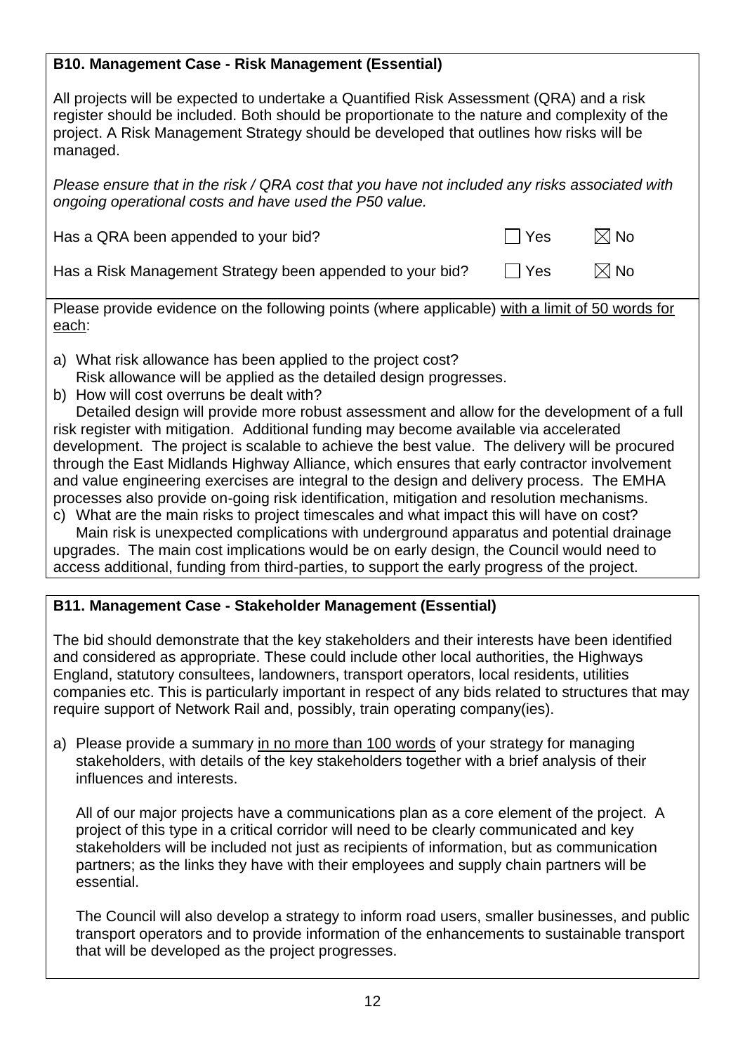### B10. Management Case - Risk Management (Essential)

All projects will be expected to undertake a Quantified Risk Assessment (QRA) and a risk register should be included. Both should be proportionate to the nature and complexity of the project. A Risk Management Strategy should be developed that outlines how risks will be managed.

*Please ensure that in the risk / QRA cost that you have not included any risks associated with ongoing operational costs and have used the P50 value.*

Has a QRA been appended to your bid? ☐ Yes ☒ No

Has a Risk Management Strategy been appended to your bid? ☐ Yes ☒ No

Please provide evidence on the following points (where applicable) with a limit of 50 words for each:

a) What risk allowance has been applied to the project cost?
   Risk allowance will be applied as the detailed design progresses.

b) How will cost overruns be dealt with?
   Detailed design will provide more robust assessment and allow for the development of a full risk register with mitigation. Additional funding may become available via accelerated development. The project is scalable to achieve the best value. The delivery will be procured through the East Midlands Highway Alliance, which ensures that early contractor involvement and value engineering exercises are integral to the design and delivery process. The EMHA processes also provide on-going risk identification, mitigation and resolution mechanisms.

c) What are the main risks to project timescales and what impact this will have on cost?
   Main risk is unexpected complications with underground apparatus and potential drainage upgrades. The main cost implications would be on early design, the Council would need to access additional, funding from third-parties, to support the early progress of the project.

### B11. Management Case - Stakeholder Management (Essential)

The bid should demonstrate that the key stakeholders and their interests have been identified and considered as appropriate. These could include other local authorities, the Highways England, statutory consultees, landowners, transport operators, local residents, utilities companies etc. This is particularly important in respect of any bids related to structures that may require support of Network Rail and, possibly, train operating company(ies).

a) Please provide a summary in no more than 100 words of your strategy for managing stakeholders, with details of the key stakeholders together with a brief analysis of their influences and interests.

   All of our major projects have a communications plan as a core element of the project. A project of this type in a critical corridor will need to be clearly communicated and key stakeholders will be included not just as recipients of information, but as communication partners; as the links they have with their employees and supply chain partners will be essential.

   The Council will also develop a strategy to inform road users, smaller businesses, and public transport operators and to provide information of the enhancements to sustainable transport that will be developed as the project progresses.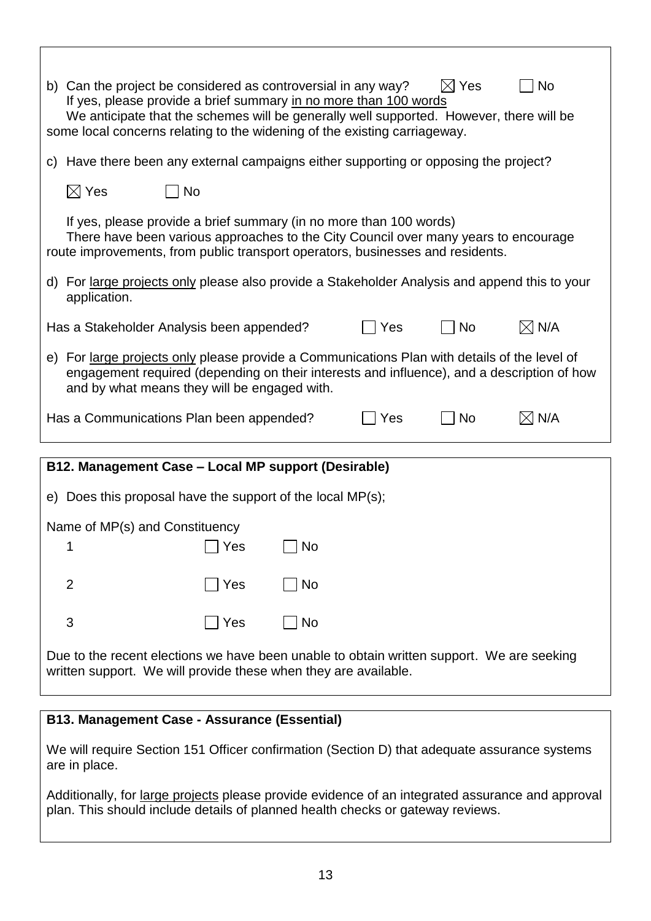b) Can the project be considered as controversial in any way? ☒ Yes ☐ No
If yes, please provide a brief summary in no more than 100 words
We anticipate that the schemes will be generally well supported. However, there will be some local concerns relating to the widening of the existing carriageway.

c) Have there been any external campaigns either supporting or opposing the project?

☒ Yes ☐ No

If yes, please provide a brief summary (in no more than 100 words)
There have been various approaches to the City Council over many years to encourage route improvements, from public transport operators, businesses and residents.

d) For large projects only please also provide a Stakeholder Analysis and append this to your application.

Has a Stakeholder Analysis been appended? ☐ Yes ☐ No ☒ N/A

e) For large projects only please provide a Communications Plan with details of the level of engagement required (depending on their interests and influence), and a description of how and by what means they will be engaged with.

Has a Communications Plan been appended? ☐ Yes ☐ No ☒ N/A

**B12. Management Case – Local MP support (Desirable)**

e) Does this proposal have the support of the local MP(s);

Name of MP(s) and Constituency

| | | |
|---|---|---|
| 1 | ☐ Yes | ☐ No |
| 2 | ☐ Yes | ☐ No |
| 3 | ☐ Yes | ☐ No |

Due to the recent elections we have been unable to obtain written support. We are seeking written support. We will provide these when they are available.

**B13. Management Case - Assurance (Essential)**

We will require Section 151 Officer confirmation (Section D) that adequate assurance systems are in place.

Additionally, for large projects please provide evidence of an integrated assurance and approval plan. This should include details of planned health checks or gateway reviews.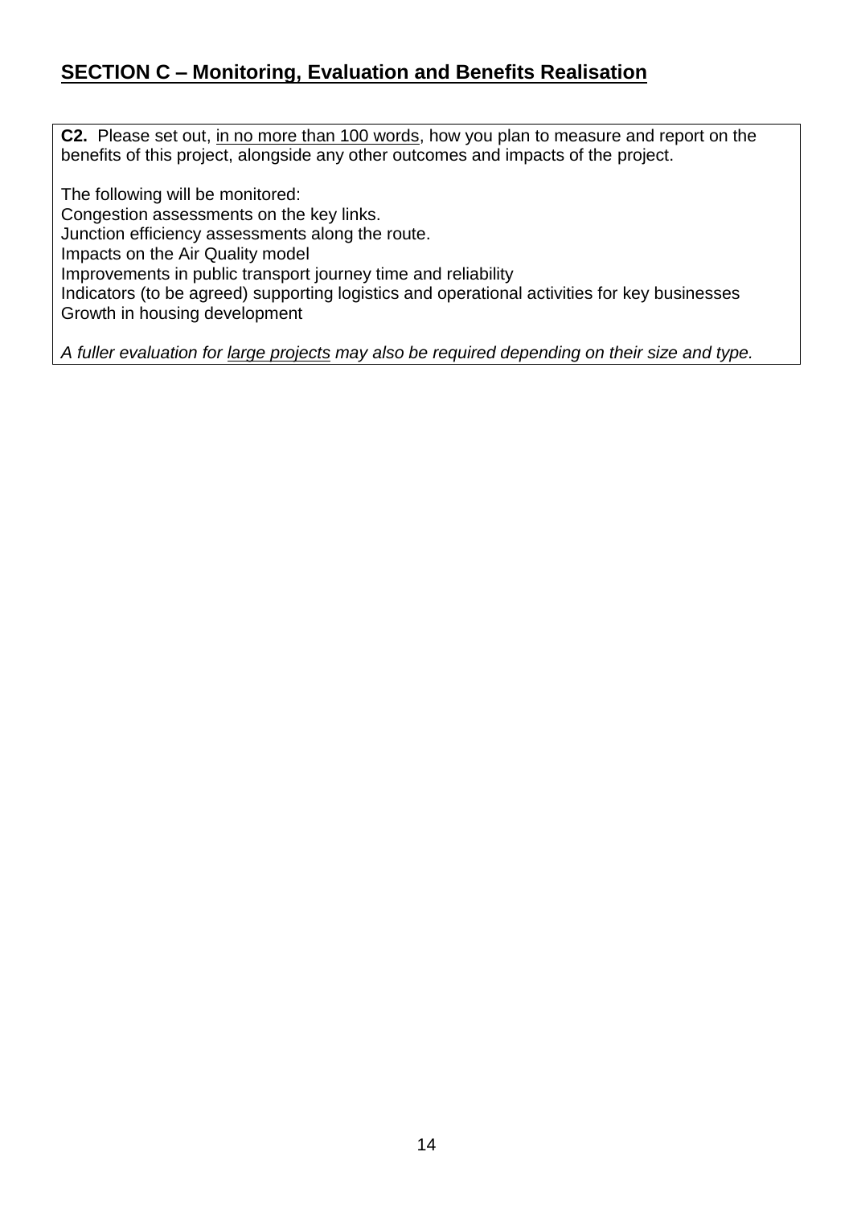## <u>SECTION C – Monitoring, Evaluation and Benefits Realisation</u>

**C2.** Please set out, <u>in no more than 100 words</u>, how you plan to measure and report on the benefits of this project, alongside any other outcomes and impacts of the project.

The following will be monitored:
Congestion assessments on the key links.
Junction efficiency assessments along the route.
Impacts on the Air Quality model
Improvements in public transport journey time and reliability
Indicators (to be agreed) supporting logistics and operational activities for key businesses
Growth in housing development

*A fuller evaluation for <u>large projects</u> may also be required depending on their size and type.*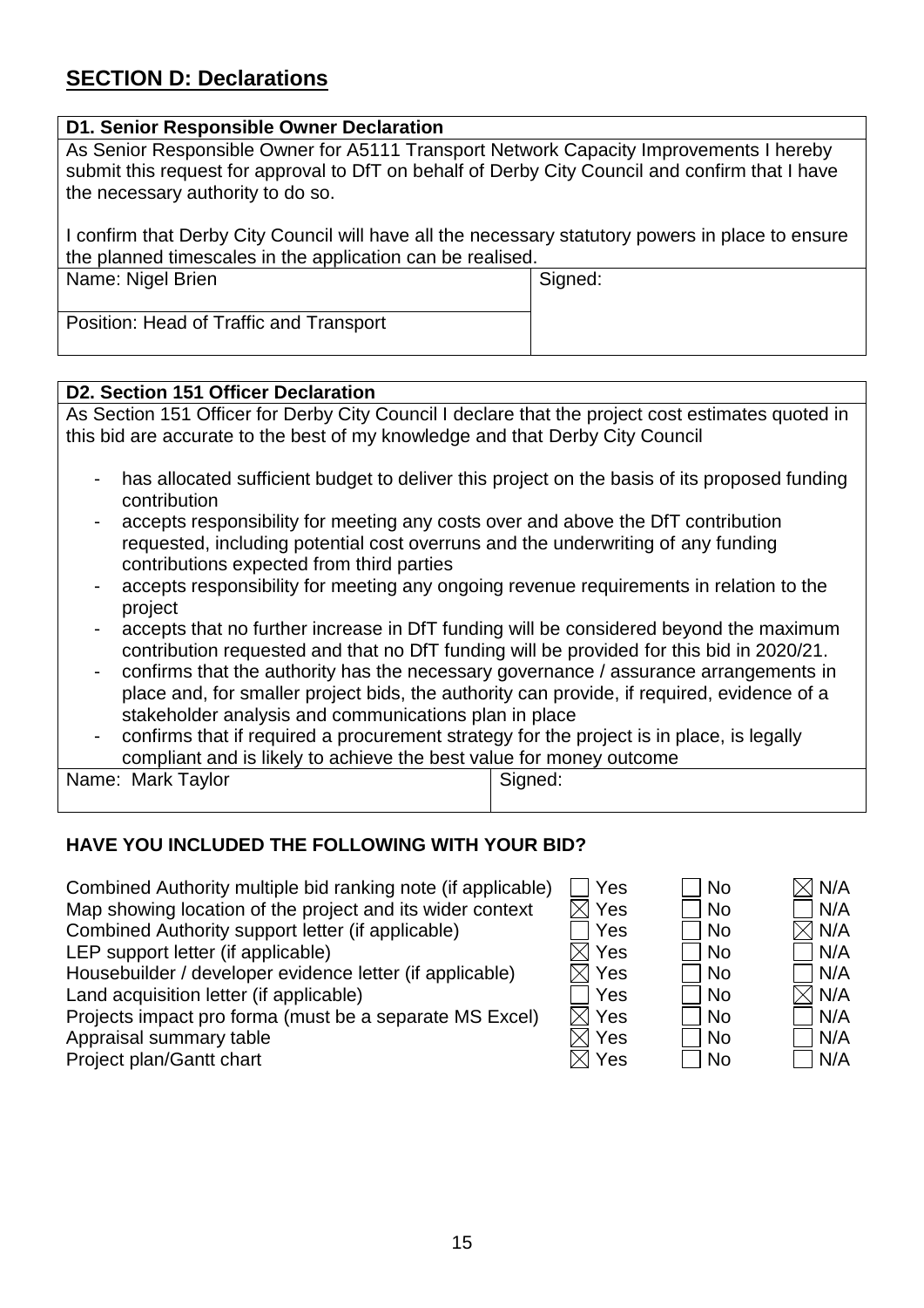## SECTION D: Declarations

| **D1. Senior Responsible Owner Declaration** | |
|---|---|
| As Senior Responsible Owner for A5111 Transport Network Capacity Improvements I hereby submit this request for approval to DfT on behalf of Derby City Council and confirm that I have the necessary authority to do so.<br><br>I confirm that Derby City Council will have all the necessary statutory powers in place to ensure the planned timescales in the application can be realised. | |
| Name: Nigel Brien | Signed: |
| Position: Head of Traffic and Transport | |

| **D2. Section 151 Officer Declaration** | |
|---|---|
| As Section 151 Officer for Derby City Council I declare that the project cost estimates quoted in this bid are accurate to the best of my knowledge and that Derby City Council<br><br>- has allocated sufficient budget to deliver this project on the basis of its proposed funding contribution<br>- accepts responsibility for meeting any costs over and above the DfT contribution requested, including potential cost overruns and the underwriting of any funding contributions expected from third parties<br>- accepts responsibility for meeting any ongoing revenue requirements in relation to the project<br>- accepts that no further increase in DfT funding will be considered beyond the maximum contribution requested and that no DfT funding will be provided for this bid in 2020/21.<br>- confirms that the authority has the necessary governance / assurance arrangements in place and, for smaller project bids, the authority can provide, if required, evidence of a stakeholder analysis and communications plan in place<br>- confirms that if required a procurement strategy for the project is in place, is legally compliant and is likely to achieve the best value for money outcome | |
| Name: Mark Taylor | Signed: |

### HAVE YOU INCLUDED THE FOLLOWING WITH YOUR BID?

| | | | |
|---|---|---|---|
| Combined Authority multiple bid ranking note (if applicable) | ☐ Yes | ☐ No | ☒ N/A |
| Map showing location of the project and its wider context | ☒ Yes | ☐ No | ☐ N/A |
| Combined Authority support letter (if applicable) | ☐ Yes | ☐ No | ☒ N/A |
| LEP support letter (if applicable) | ☒ Yes | ☐ No | ☐ N/A |
| Housebuilder / developer evidence letter (if applicable) | ☒ Yes | ☐ No | ☐ N/A |
| Land acquisition letter (if applicable) | ☐ Yes | ☐ No | ☒ N/A |
| Projects impact pro forma (must be a separate MS Excel) | ☒ Yes | ☐ No | ☐ N/A |
| Appraisal summary table | ☒ Yes | ☐ No | ☐ N/A |
| Project plan/Gantt chart | ☒ Yes | ☐ No | ☐ N/A |